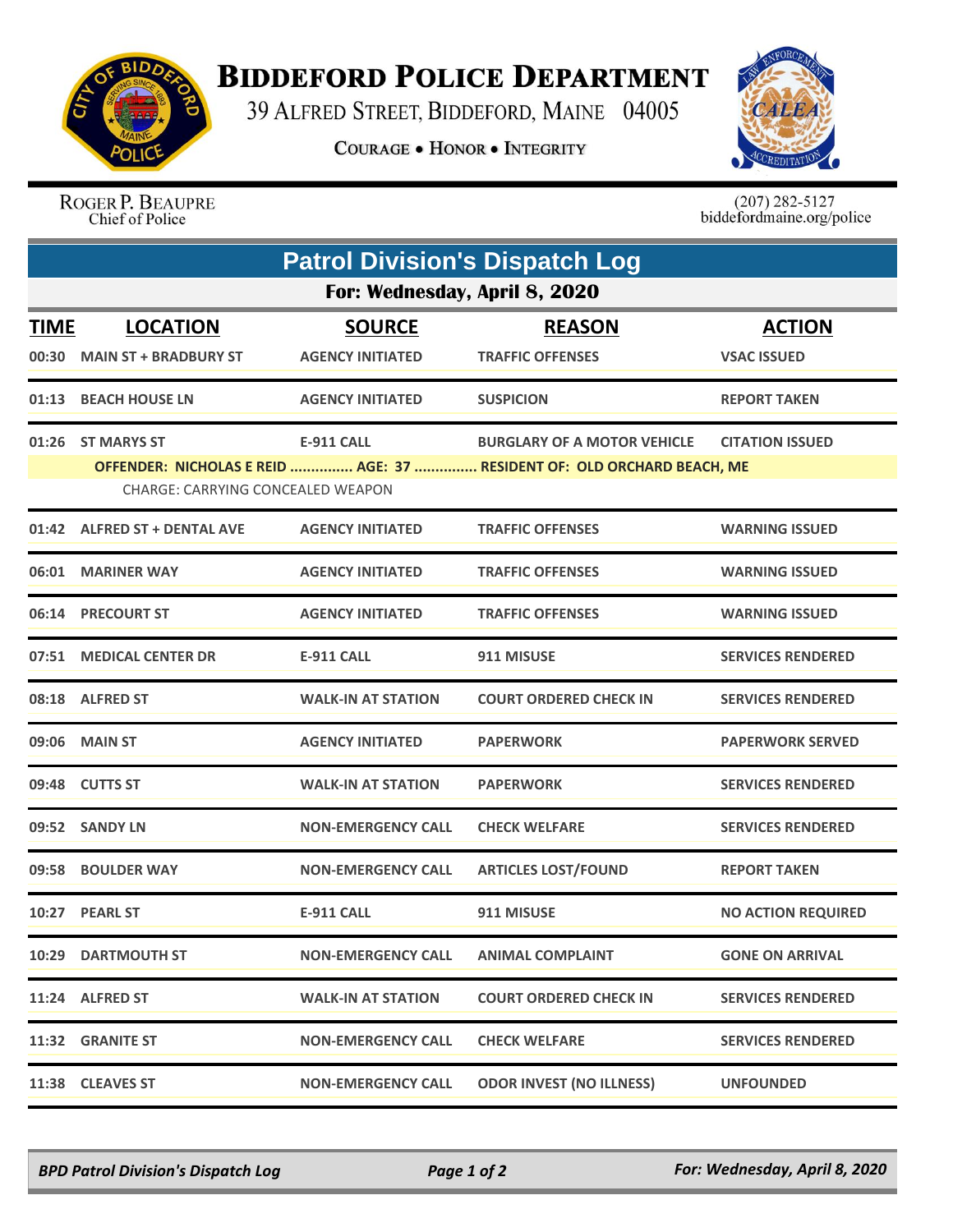# Biddeford Police Department

39 Alfred Street, Biddeford, Maine 04005

Courage • Honor • Integrity

Roger P. Beaupre
Chief of Police

(207) 282-5127
biddefordmaine.org/police

## Patrol Division's Dispatch Log

### For: Wednesday, April 8, 2020

| TIME | LOCATION | SOURCE | REASON | ACTION |
|---|---|---|---|---|
| 00:30 | MAIN ST + BRADBURY ST | AGENCY INITIATED | TRAFFIC OFFENSES | VSAC ISSUED |
| 01:13 | BEACH HOUSE LN | AGENCY INITIATED | SUSPICION | REPORT TAKEN |
| 01:26 | ST MARYS ST | E-911 CALL | BURGLARY OF A MOTOR VEHICLE | CITATION ISSUED |
| | OFFENDER: NICHOLAS E REID ............... AGE: 37 ............... RESIDENT OF: OLD ORCHARD BEACH, ME | | | |
| | CHARGE: CARRYING CONCEALED WEAPON | | | |
| 01:42 | ALFRED ST + DENTAL AVE | AGENCY INITIATED | TRAFFIC OFFENSES | WARNING ISSUED |
| 06:01 | MARINER WAY | AGENCY INITIATED | TRAFFIC OFFENSES | WARNING ISSUED |
| 06:14 | PRECOURT ST | AGENCY INITIATED | TRAFFIC OFFENSES | WARNING ISSUED |
| 07:51 | MEDICAL CENTER DR | E-911 CALL | 911 MISUSE | SERVICES RENDERED |
| 08:18 | ALFRED ST | WALK-IN AT STATION | COURT ORDERED CHECK IN | SERVICES RENDERED |
| 09:06 | MAIN ST | AGENCY INITIATED | PAPERWORK | PAPERWORK SERVED |
| 09:48 | CUTTS ST | WALK-IN AT STATION | PAPERWORK | SERVICES RENDERED |
| 09:52 | SANDY LN | NON-EMERGENCY CALL | CHECK WELFARE | SERVICES RENDERED |
| 09:58 | BOULDER WAY | NON-EMERGENCY CALL | ARTICLES LOST/FOUND | REPORT TAKEN |
| 10:27 | PEARL ST | E-911 CALL | 911 MISUSE | NO ACTION REQUIRED |
| 10:29 | DARTMOUTH ST | NON-EMERGENCY CALL | ANIMAL COMPLAINT | GONE ON ARRIVAL |
| 11:24 | ALFRED ST | WALK-IN AT STATION | COURT ORDERED CHECK IN | SERVICES RENDERED |
| 11:32 | GRANITE ST | NON-EMERGENCY CALL | CHECK WELFARE | SERVICES RENDERED |
| 11:38 | CLEAVES ST | NON-EMERGENCY CALL | ODOR INVEST (NO ILLNESS) | UNFOUNDED |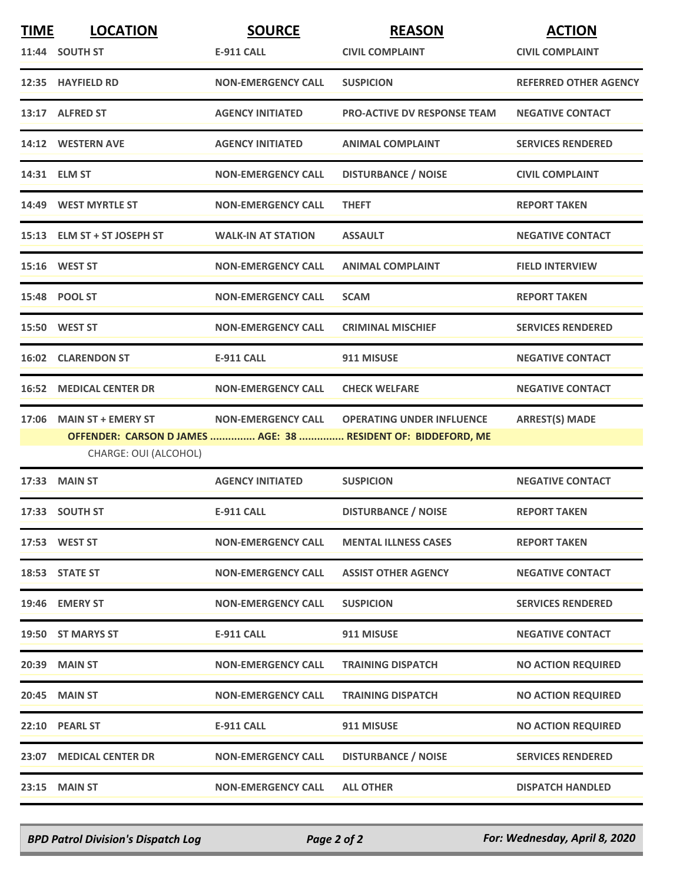| TIME | LOCATION | SOURCE | REASON | ACTION |
|---|---|---|---|---|
| 11:44 | SOUTH ST | E-911 CALL | CIVIL COMPLAINT | CIVIL COMPLAINT |
| 12:35 | HAYFIELD RD | NON-EMERGENCY CALL | SUSPICION | REFERRED OTHER AGENCY |
| 13:17 | ALFRED ST | AGENCY INITIATED | PRO-ACTIVE DV RESPONSE TEAM | NEGATIVE CONTACT |
| 14:12 | WESTERN AVE | AGENCY INITIATED | ANIMAL COMPLAINT | SERVICES RENDERED |
| 14:31 | ELM ST | NON-EMERGENCY CALL | DISTURBANCE / NOISE | CIVIL COMPLAINT |
| 14:49 | WEST MYRTLE ST | NON-EMERGENCY CALL | THEFT | REPORT TAKEN |
| 15:13 | ELM ST + ST JOSEPH ST | WALK-IN AT STATION | ASSAULT | NEGATIVE CONTACT |
| 15:16 | WEST ST | NON-EMERGENCY CALL | ANIMAL COMPLAINT | FIELD INTERVIEW |
| 15:48 | POOL ST | NON-EMERGENCY CALL | SCAM | REPORT TAKEN |
| 15:50 | WEST ST | NON-EMERGENCY CALL | CRIMINAL MISCHIEF | SERVICES RENDERED |
| 16:02 | CLARENDON ST | E-911 CALL | 911 MISUSE | NEGATIVE CONTACT |
| 16:52 | MEDICAL CENTER DR | NON-EMERGENCY CALL | CHECK WELFARE | NEGATIVE CONTACT |
| 17:06 | MAIN ST + EMERY ST | NON-EMERGENCY CALL | OPERATING UNDER INFLUENCE | ARREST(S) MADE |
| | OFFENDER: CARSON D JAMES ............... AGE: 38 ............... RESIDENT OF: BIDDEFORD, ME | | | |
| | CHARGE: OUI (ALCOHOL) | | | |
| 17:33 | MAIN ST | AGENCY INITIATED | SUSPICION | NEGATIVE CONTACT |
| 17:33 | SOUTH ST | E-911 CALL | DISTURBANCE / NOISE | REPORT TAKEN |
| 17:53 | WEST ST | NON-EMERGENCY CALL | MENTAL ILLNESS CASES | REPORT TAKEN |
| 18:53 | STATE ST | NON-EMERGENCY CALL | ASSIST OTHER AGENCY | NEGATIVE CONTACT |
| 19:46 | EMERY ST | NON-EMERGENCY CALL | SUSPICION | SERVICES RENDERED |
| 19:50 | ST MARYS ST | E-911 CALL | 911 MISUSE | NEGATIVE CONTACT |
| 20:39 | MAIN ST | NON-EMERGENCY CALL | TRAINING DISPATCH | NO ACTION REQUIRED |
| 20:45 | MAIN ST | NON-EMERGENCY CALL | TRAINING DISPATCH | NO ACTION REQUIRED |
| 22:10 | PEARL ST | E-911 CALL | 911 MISUSE | NO ACTION REQUIRED |
| 23:07 | MEDICAL CENTER DR | NON-EMERGENCY CALL | DISTURBANCE / NOISE | SERVICES RENDERED |
| 23:15 | MAIN ST | NON-EMERGENCY CALL | ALL OTHER | DISPATCH HANDLED |